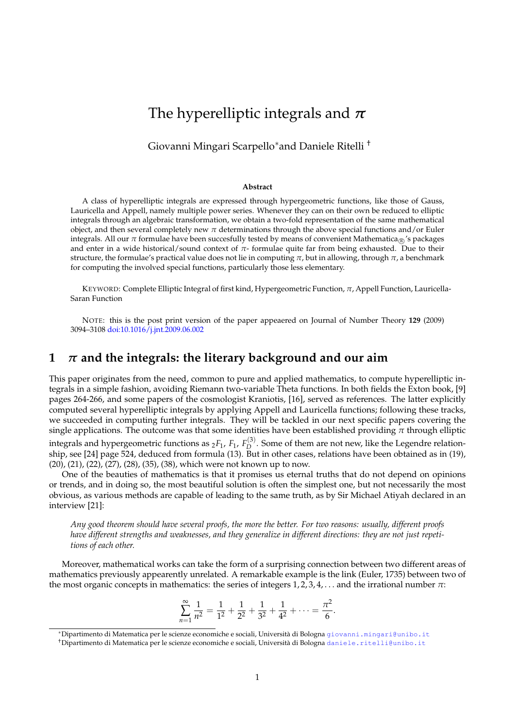# The hyperelliptic integrals and $\pi$

Giovanni Mingari Scarpello* and Daniele Ritelli †

**Abstract**

A class of hyperelliptic integrals are expressed through hypergeometric functions, like those of Gauss, Lauricella and Appell, namely multiple power series. Whenever they can on their own be reduced to elliptic integrals through an algebraic transformation, we obtain a two-fold representation of the same mathematical object, and then several completely new $\pi$ determinations through the above special functions and/or Euler integrals. All our $\pi$ formulae have been succesfully tested by means of convenient Mathematica® 's packages and enter in a wide historical/sound context of $\pi$- formulae quite far from being exhausted. Due to their structure, the formulae's practical value does not lie in computing $\pi$, but in allowing, through $\pi$, a benchmark for computing the involved special functions, particularly those less elementary.

KEYWORD: Complete Elliptic Integral of first kind, Hypergeometric Function, $\pi$, Appell Function, Lauricella-Saran Function

NOTE: this is the post print version of the paper appeaered on Journal of Number Theory **129** (2009) 3094–3108 doi:10.1016/j.jnt.2009.06.002

## 1 $\pi$ and the integrals: the literary background and our aim

This paper originates from the need, common to pure and applied mathematics, to compute hyperelliptic integrals in a simple fashion, avoiding Riemann two-variable Theta functions. In both fields the Exton book, [9] pages 264-266, and some papers of the cosmologist Kraniotis, [16], served as references. The latter explicitly computed several hyperelliptic integrals by applying Appell and Lauricella functions; following these tracks, we succeeded in computing further integrals. They will be tackled in our next specific papers covering the single applications. The outcome was that some identities have been established providing $\pi$ through elliptic integrals and hypergeometric functions as ${}_2F_1$, $F_1$, $F_D^{(3)}$. Some of them are not new, like the Legendre relationship, see [24] page 524, deduced from formula (13). But in other cases, relations have been obtained as in (19), (20), (21), (22), (27), (28), (35), (38), which were not known up to now.

One of the beauties of mathematics is that it promises us eternal truths that do not depend on opinions or trends, and in doing so, the most beautiful solution is often the simplest one, but not necessarily the most obvious, as various methods are capable of leading to the same truth, as by Sir Michael Atiyah declared in an interview [21]:

*Any good theorem should have several proofs, the more the better. For two reasons: usually, different proofs have different strengths and weaknesses, and they generalize in different directions: they are not just repetitions of each other.*

Moreover, mathematical works can take the form of a surprising connection between two different areas of mathematics previously appearently unrelated. A remarkable example is the link (Euler, 1735) between two of the most organic concepts in mathematics: the series of integers $1, 2, 3, 4, \ldots$ and the irrational number $\pi$:

$$\sum_{n=1}^{\infty} \frac{1}{n^2} = \frac{1}{1^2} + \frac{1}{2^2} + \frac{1}{3^2} + \frac{1}{4^2} + \cdots = \frac{\pi^2}{6}.$$

*Dipartimento di Matematica per le scienze economiche e sociali, Università di Bologna giovanni.mingari@unibo.it

†Dipartimento di Matematica per le scienze economiche e sociali, Università di Bologna daniele.ritelli@unibo.it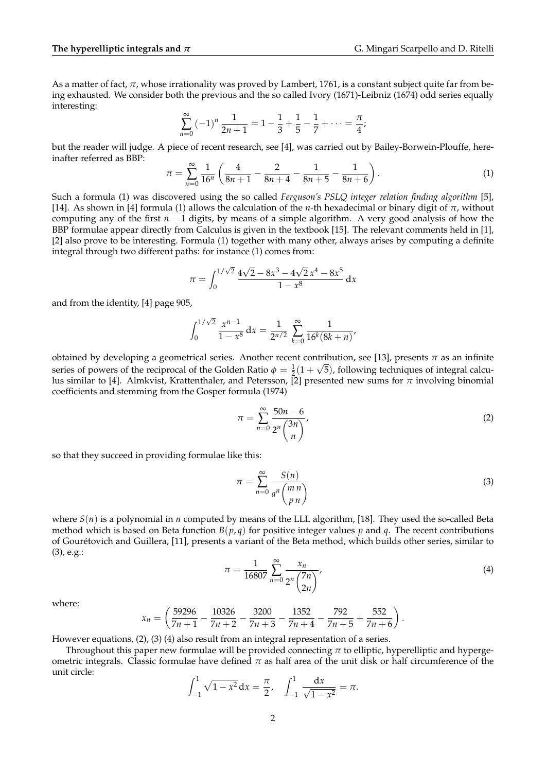As a matter of fact, $\pi$, whose irrationality was proved by Lambert, 1761, is a constant subject quite far from being exhausted. We consider both the previous and the so called Ivory (1671)-Leibniz (1674) odd series equally interesting:

$$\sum_{n=0}^{\infty} (-1)^n \frac{1}{2n+1} = 1 - \frac{1}{3} + \frac{1}{5} - \frac{1}{7} + \cdots = \frac{\pi}{4};$$

but the reader will judge. A piece of recent research, see [4], was carried out by Bailey-Borwein-Plouffe, hereinafter referred as BBP:

$$\pi = \sum_{n=0}^{\infty} \frac{1}{16^n} \left( \frac{4}{8n+1} - \frac{2}{8n+4} - \frac{1}{8n+5} - \frac{1}{8n+6} \right). \tag{1}$$

Such a formula (1) was discovered using the so called *Ferguson's PSLQ integer relation finding algorithm* [5], [14]. As shown in [4] formula (1) allows the calculation of the $n$-th hexadecimal or binary digit of $\pi$, without computing any of the first $n-1$ digits, by means of a simple algorithm. A very good analysis of how the BBP formulae appear directly from Calculus is given in the textbook [15]. The relevant comments held in [1], [2] also prove to be interesting. Formula (1) together with many other, always arises by computing a definite integral through two different paths: for instance (1) comes from:

$$\pi = \int_0^{1/\sqrt{2}} \frac{4\sqrt{2} - 8x^3 - 4\sqrt{2}\,x^4 - 8x^5}{1 - x^8} \, \mathrm{d}x$$

and from the identity, [4] page 905,

$$\int_0^{1/\sqrt{2}} \frac{x^{n-1}}{1 - x^8} \, \mathrm{d}x = \frac{1}{2^{n/2}} \sum_{k=0}^{\infty} \frac{1}{16^k (8k+n)},$$

obtained by developing a geometrical series. Another recent contribution, see [13], presents $\pi$ as an infinite series of powers of the reciprocal of the Golden Ratio $\phi = \frac{1}{2}(1 + \sqrt{5})$, following techniques of integral calculus similar to [4]. Almkvist, Krattenthaler, and Petersson, [2] presented new sums for $\pi$ involving binomial coefficients and stemming from the Gosper formula (1974)

$$\pi = \sum_{n=0}^{\infty} \frac{50n - 6}{2^n \binom{3n}{n}}, \tag{2}$$

so that they succeed in providing formulae like this:

$$\pi = \sum_{n=0}^{\infty} \frac{S(n)}{a^n \binom{m\,n}{p\,n}} \tag{3}$$

where $S(n)$ is a polynomial in $n$ computed by means of the LLL algorithm, [18]. They used the so-called Beta method which is based on Beta function $B(p, q)$ for positive integer values $p$ and $q$. The recent contributions of Gourétovich and Guillera, [11], presents a variant of the Beta method, which builds other series, similar to (3), e.g.:

$$\pi = \frac{1}{16807} \sum_{n=0}^{\infty} \frac{x_n}{2^n \binom{7n}{2n}}, \tag{4}$$

where:

$$x_n = \left( \frac{59296}{7n+1} - \frac{10326}{7n+2} - \frac{3200}{7n+3} - \frac{1352}{7n+4} - \frac{792}{7n+5} + \frac{552}{7n+6} \right).$$

However equations, (2), (3) (4) also result from an integral representation of a series.

Throughout this paper new formulae will be provided connecting $\pi$ to elliptic, hyperelliptic and hypergeometric integrals. Classic formulae have defined $\pi$ as half area of the unit disk or half circumference of the unit circle:

$$\int_{-1}^{1} \sqrt{1 - x^2} \, \mathrm{d}x = \frac{\pi}{2}, \quad \int_{-1}^{1} \frac{\mathrm{d}x}{\sqrt{1 - x^2}} = \pi.$$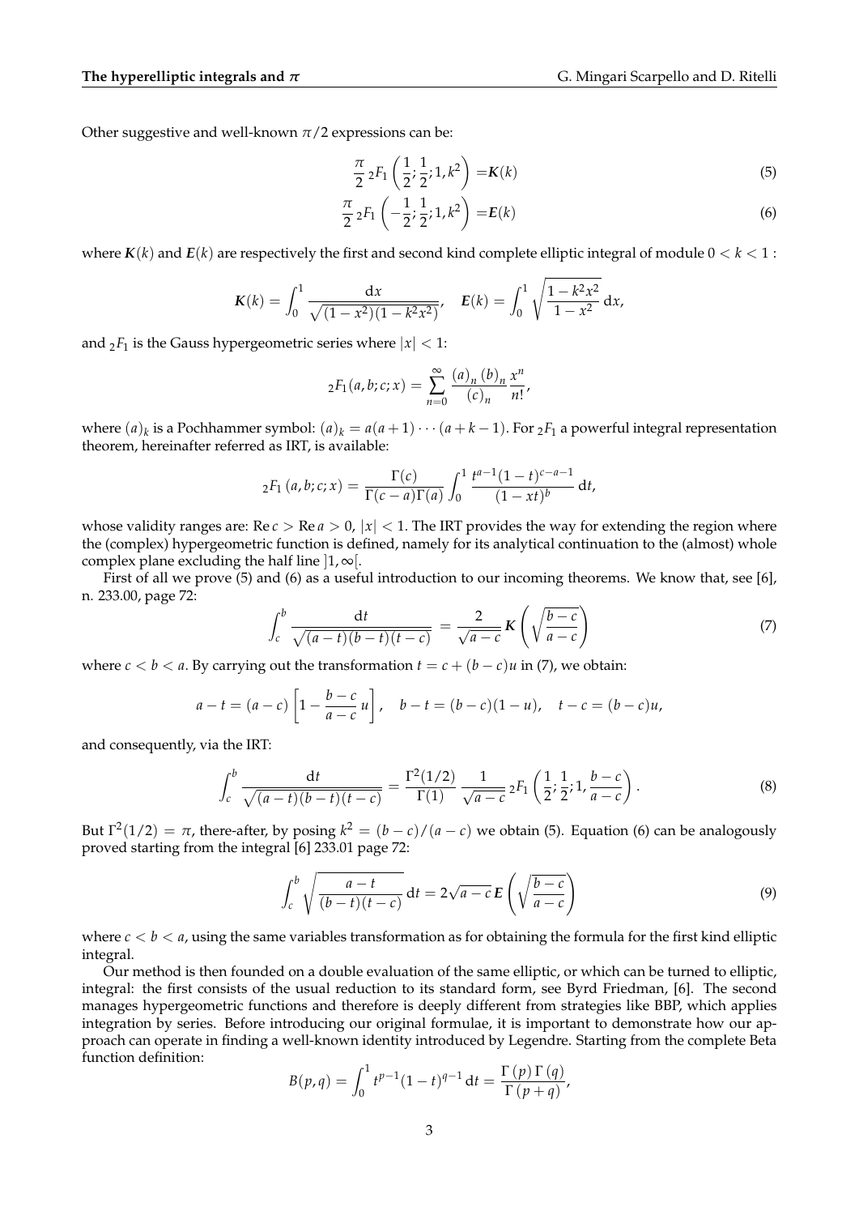Other suggestive and well-known $\pi/2$ expressions can be:

$$\frac{\pi}{2}\,{}_2F_1\left(\frac{1}{2};\frac{1}{2};1,k^2\right) = \boldsymbol{K}(k) \tag{5}$$

$$\frac{\pi}{2}\,{}_2F_1\left(-\frac{1}{2};\frac{1}{2};1,k^2\right) = \boldsymbol{E}(k) \tag{6}$$

where $\boldsymbol{K}(k)$ and $\boldsymbol{E}(k)$ are respectively the first and second kind complete elliptic integral of module $0 < k < 1$ :

$$\boldsymbol{K}(k) = \int_0^1 \frac{\mathrm{d}x}{\sqrt{(1-x^2)(1-k^2x^2)}}, \quad \boldsymbol{E}(k) = \int_0^1 \sqrt{\frac{1-k^2x^2}{1-x^2}}\,\mathrm{d}x,$$

and ${}_2F_1$ is the Gauss hypergeometric series where $|x| < 1$:

$${}_2F_1(a,b;c;x) = \sum_{n=0}^{\infty} \frac{(a)_n\,(b)_n}{(c)_n}\frac{x^n}{n!},$$

where $(a)_k$ is a Pochhammer symbol: $(a)_k = a(a+1)\cdots(a+k-1)$. For ${}_2F_1$ a powerful integral representation theorem, hereinafter referred as IRT, is available:

$${}_2F_1\,(a,b;c;x) = \frac{\Gamma(c)}{\Gamma(c-a)\Gamma(a)}\int_0^1 \frac{t^{a-1}(1-t)^{c-a-1}}{(1-xt)^b}\,\mathrm{d}t,$$

whose validity ranges are: $\operatorname{Re} c > \operatorname{Re} a > 0$, $|x| < 1$. The IRT provides the way for extending the region where the (complex) hypergeometric function is defined, namely for its analytical continuation to the (almost) whole complex plane excluding the half line $]1,\infty[$.

First of all we prove (5) and (6) as a useful introduction to our incoming theorems. We know that, see [6], n. 233.00, page 72:

$$\int_c^b \frac{\mathrm{d}t}{\sqrt{(a-t)(b-t)(t-c)}} = \frac{2}{\sqrt{a-c}}\,\boldsymbol{K}\left(\sqrt{\frac{b-c}{a-c}}\right) \tag{7}$$

where $c < b < a$. By carrying out the transformation $t = c + (b-c)u$ in (7), we obtain:

$$a - t = (a-c)\left[1 - \frac{b-c}{a-c}\,u\right], \quad b - t = (b-c)(1-u), \quad t - c = (b-c)u,$$

and consequently, via the IRT:

$$\int_c^b \frac{\mathrm{d}t}{\sqrt{(a-t)(b-t)(t-c)}} = \frac{\Gamma^2(1/2)}{\Gamma(1)}\,\frac{1}{\sqrt{a-c}}\,{}_2F_1\left(\frac{1}{2};\frac{1}{2};1,\frac{b-c}{a-c}\right). \tag{8}$$

But $\Gamma^2(1/2) = \pi$, there-after, by posing $k^2 = (b-c)/(a-c)$ we obtain (5). Equation (6) can be analogously proved starting from the integral [6] 233.01 page 72:

$$\int_c^b \sqrt{\frac{a-t}{(b-t)(t-c)}}\,\mathrm{d}t = 2\sqrt{a-c}\,\boldsymbol{E}\left(\sqrt{\frac{b-c}{a-c}}\right) \tag{9}$$

where $c < b < a$, using the same variables transformation as for obtaining the formula for the first kind elliptic integral.

Our method is then founded on a double evaluation of the same elliptic, or which can be turned to elliptic, integral: the first consists of the usual reduction to its standard form, see Byrd Friedman, [6]. The second manages hypergeometric functions and therefore is deeply different from strategies like BBP, which applies integration by series. Before introducing our original formulae, it is important to demonstrate how our approach can operate in finding a well-known identity introduced by Legendre. Starting from the complete Beta function definition:

$$B(p,q) = \int_0^1 t^{p-1}(1-t)^{q-1}\,\mathrm{d}t = \frac{\Gamma\,(p)\,\Gamma\,(q)}{\Gamma\,(p+q)},$$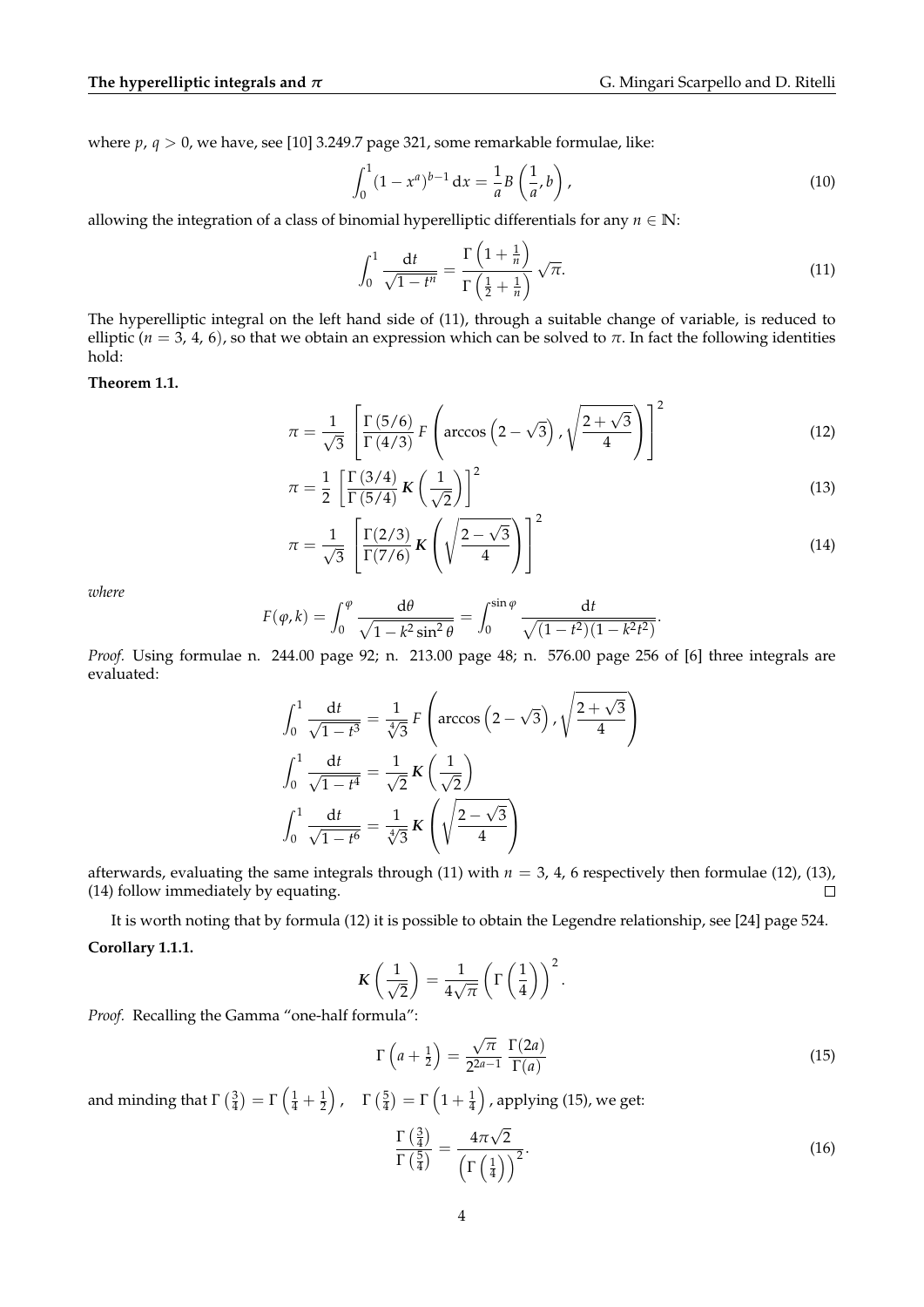where $p,\, q > 0$, we have, see [10] 3.249.7 page 321, some remarkable formulae, like:

$$\int_0^1 (1-x^a)^{b-1}\,\mathrm{d}x = \frac{1}{a} B\left(\frac{1}{a}, b\right), \tag{10}$$

allowing the integration of a class of binomial hyperelliptic differentials for any $n \in \mathbb{N}$:

$$\int_0^1 \frac{\mathrm{d}t}{\sqrt{1-t^n}} = \frac{\Gamma\left(1+\frac{1}{n}\right)}{\Gamma\left(\frac{1}{2}+\frac{1}{n}\right)}\sqrt{\pi}. \tag{11}$$

The hyperelliptic integral on the left hand side of (11), through a suitable change of variable, is reduced to elliptic ($n = 3,\, 4,\, 6$), so that we obtain an expression which can be solved to $\pi$. In fact the following identities hold:

**Theorem 1.1.**

$$\pi = \frac{1}{\sqrt{3}}\left[\frac{\Gamma(5/6)}{\Gamma(4/3)}\, F\left(\arccos\left(2-\sqrt{3}\right), \sqrt{\frac{2+\sqrt{3}}{4}}\right)\right]^2 \tag{12}$$

$$\pi = \frac{1}{2}\left[\frac{\Gamma(3/4)}{\Gamma(5/4)}\, \boldsymbol{K}\left(\frac{1}{\sqrt{2}}\right)\right]^2 \tag{13}$$

$$\pi = \frac{1}{\sqrt{3}}\left[\frac{\Gamma(2/3)}{\Gamma(7/6)}\, \boldsymbol{K}\left(\sqrt{\frac{2-\sqrt{3}}{4}}\right)\right]^2 \tag{14}$$

*where*

$$F(\varphi, k) = \int_0^{\varphi} \frac{\mathrm{d}\theta}{\sqrt{1-k^2\sin^2\theta}} = \int_0^{\sin\varphi} \frac{\mathrm{d}t}{\sqrt{(1-t^2)(1-k^2t^2)}}.$$

*Proof.* Using formulae n. 244.00 page 92; n. 213.00 page 48; n. 576.00 page 256 of [6] three integrals are evaluated:

$$\int_0^1 \frac{\mathrm{d}t}{\sqrt{1-t^3}} = \frac{1}{\sqrt[4]{3}}\, F\left(\arccos\left(2-\sqrt{3}\right), \sqrt{\frac{2+\sqrt{3}}{4}}\right)$$

$$\int_0^1 \frac{\mathrm{d}t}{\sqrt{1-t^4}} = \frac{1}{\sqrt{2}}\, \boldsymbol{K}\left(\frac{1}{\sqrt{2}}\right)$$

$$\int_0^1 \frac{\mathrm{d}t}{\sqrt{1-t^6}} = \frac{1}{\sqrt[4]{3}}\, \boldsymbol{K}\left(\sqrt{\frac{2-\sqrt{3}}{4}}\right)$$

afterwards, evaluating the same integrals through (11) with $n = 3,\, 4,\, 6$ respectively then formulae (12), (13), (14) follow immediately by equating. □

It is worth noting that by formula (12) it is possible to obtain the Legendre relationship, see [24] page 524.

**Corollary 1.1.1.**

$$\boldsymbol{K}\left(\frac{1}{\sqrt{2}}\right) = \frac{1}{4\sqrt{\pi}}\left(\Gamma\left(\frac{1}{4}\right)\right)^2.$$

*Proof.* Recalling the Gamma "one-half formula":

$$\Gamma\left(a+\tfrac{1}{2}\right) = \frac{\sqrt{\pi}}{2^{2a-1}}\,\frac{\Gamma(2a)}{\Gamma(a)} \tag{15}$$

and minding that $\Gamma\left(\frac{3}{4}\right) = \Gamma\left(\frac{1}{4}+\frac{1}{2}\right)$, $\quad \Gamma\left(\frac{5}{4}\right) = \Gamma\left(1+\frac{1}{4}\right)$, applying (15), we get:

$$\frac{\Gamma\left(\frac{3}{4}\right)}{\Gamma\left(\frac{5}{4}\right)} = \frac{4\pi\sqrt{2}}{\left(\Gamma\left(\frac{1}{4}\right)\right)^2}. \tag{16}$$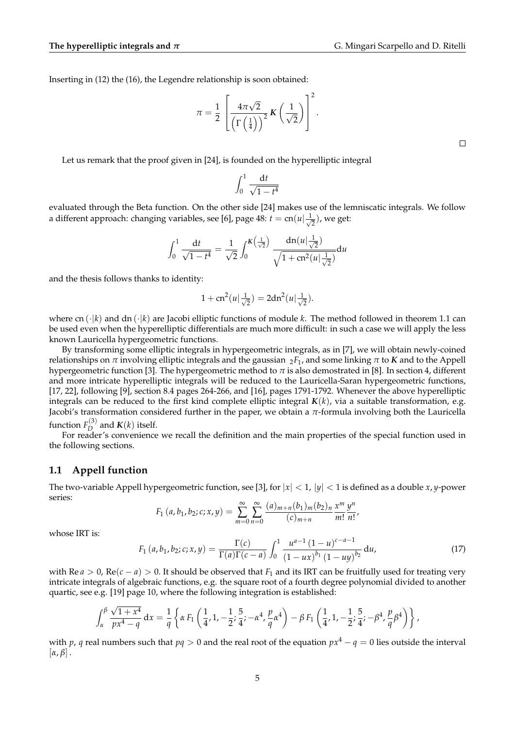Inserting in (12) the (16), the Legendre relationship is soon obtained:

$$\pi = \frac{1}{2}\left[\frac{4\pi\sqrt{2}}{\left(\Gamma\left(\frac{1}{4}\right)\right)^2}\,\boldsymbol{K}\left(\frac{1}{\sqrt{2}}\right)\right]^2.$$

□

Let us remark that the proof given in [24], is founded on the hyperelliptic integral

$$\int_0^1 \frac{\mathrm{d}t}{\sqrt{1-t^4}}$$

evaluated through the Beta function. On the other side [24] makes use of the lemniscatic integrals. We follow a different approach: changing variables, see [6], page 48: $t = \mathrm{cn}(u|\frac{1}{\sqrt{2}})$, we get:

$$\int_0^1 \frac{\mathrm{d}t}{\sqrt{1-t^4}} = \frac{1}{\sqrt{2}}\int_0^{\boldsymbol{K}\left(\frac{1}{\sqrt{2}}\right)} \frac{\mathrm{dn}(u|\frac{1}{\sqrt{2}})}{\sqrt{1+\mathrm{cn}^2(u|\frac{1}{\sqrt{2}})}}\mathrm{d}u$$

and the thesis follows thanks to identity:

$$1+\mathrm{cn}^2(u|\tfrac{1}{\sqrt{2}}) = 2\mathrm{dn}^2(u|\tfrac{1}{\sqrt{2}}).$$

where $\mathrm{cn}\,(\cdot|k)$ and $\mathrm{dn}\,(\cdot|k)$ are Jacobi elliptic functions of module $k$. The method followed in theorem 1.1 can be used even when the hyperelliptic differentials are much more difficult: in such a case we will apply the less known Lauricella hypergeometric functions.

By transforming some elliptic integrals in hypergeometric integrals, as in [7], we will obtain newly-coined relationships on $\pi$ involving elliptic integrals and the gaussian ${}_2F_1$, and some linking $\pi$ to $\boldsymbol{K}$ and to the Appell hypergeometric function [3]. The hypergeometric method to $\pi$ is also demonstrated in [8]. In section 4, different and more intricate hyperelliptic integrals will be reduced to the Lauricella-Saran hypergeometric functions, [17, 22], following [9], section 8.4 pages 264-266, and [16], pages 1791-1792. Whenever the above hyperelliptic integrals can be reduced to the first kind complete elliptic integral $\boldsymbol{K}(k)$, via a suitable transformation, e.g. Jacobi's transformation considered further in the paper, we obtain a $\pi$-formula involving both the Lauricella function $F_D^{(3)}$ and $\boldsymbol{K}(k)$ itself.

For reader's convenience we recall the definition and the main properties of the special function used in the following sections.

## 1.1 Appell function

The two-variable Appell hypergeometric function, see [3], for $|x| < 1$, $|y| < 1$ is defined as a double $x, y$-power series:

$$F_1\left(a, b_1, b_2; c; x, y\right) = \sum_{m=0}^{\infty}\sum_{n=0}^{\infty} \frac{(a)_{m+n}(b_1)_m(b_2)_n}{(c)_{m+n}}\frac{x^m}{m!}\frac{y^n}{n!},$$

whose IRT is:

$$F_1\left(a, b_1, b_2; c; x, y\right) = \frac{\Gamma(c)}{\Gamma(a)\Gamma(c-a)}\int_0^1 \frac{u^{a-1}\left(1-u\right)^{c-a-1}}{\left(1-ux\right)^{b_1}\left(1-uy\right)^{b_2}}\,\mathrm{d}u, \tag{17}$$

with $\mathrm{Re}\,a > 0$, $\mathrm{Re}(c-a) > 0$. It should be observed that $F_1$ and its IRT can be fruitfully used for treating very intricate integrals of algebraic functions, e.g. the square root of a fourth degree polynomial divided to another quartic, see e.g. [19] page 10, where the following integration is established:

$$\int_\alpha^\beta \frac{\sqrt{1+x^4}}{px^4-q}\,\mathrm{d}x = \frac{1}{q}\left\{\alpha\, F_1\left(\frac{1}{4}, 1, -\frac{1}{2}; \frac{5}{4}; -\alpha^4, \frac{p}{q}\alpha^4\right) - \beta\, F_1\left(\frac{1}{4}, 1, -\frac{1}{2}; \frac{5}{4}; -\beta^4, \frac{p}{q}\beta^4\right)\right\},$$

with $p$, $q$ real numbers such that $pq > 0$ and the real root of the equation $px^4 - q = 0$ lies outside the interval $[\alpha, \beta]$.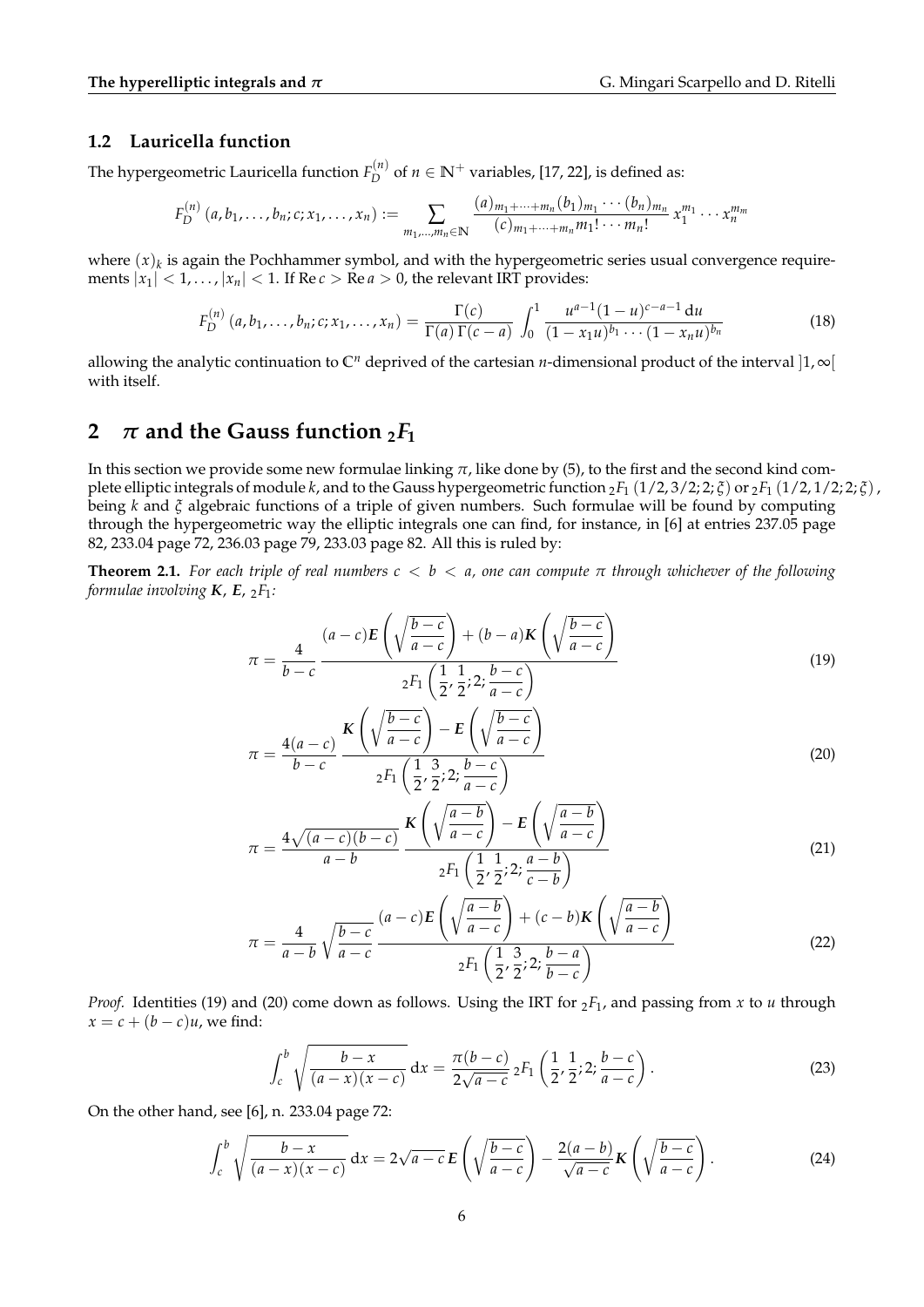### 1.2 Lauricella function

The hypergeometric Lauricella function $F_D^{(n)}$ of $n \in \mathbb{N}^+$ variables, [17, 22], is defined as:

$$F_D^{(n)}(a, b_1, \dots, b_n; c; x_1, \dots, x_n) := \sum_{m_1, \dots, m_n \in \mathbb{N}} \frac{(a)_{m_1+\cdots+m_n}(b_1)_{m_1} \cdots (b_n)_{m_n}}{(c)_{m_1+\cdots+m_n} m_1! \cdots m_n!} x_1^{m_1} \cdots x_n^{m_n}$$

where $(x)_k$ is again the Pochhammer symbol, and with the hypergeometric series usual convergence requirements $|x_1| < 1, \dots, |x_n| < 1$. If $\operatorname{Re} c > \operatorname{Re} a > 0$, the relevant IRT provides:

$$F_D^{(n)}(a, b_1, \dots, b_n; c; x_1, \dots, x_n) = \frac{\Gamma(c)}{\Gamma(a)\,\Gamma(c-a)} \int_0^1 \frac{u^{a-1}(1-u)^{c-a-1}\,\mathrm{d}u}{(1-x_1 u)^{b_1} \cdots (1-x_n u)^{b_n}} \tag{18}$$

allowing the analytic continuation to $\mathbb{C}^n$ deprived of the cartesian $n$-dimensional product of the interval $]1, \infty[$ with itself.

## 2 $\pi$ and the Gauss function ${}_2F_1$

In this section we provide some new formulae linking $\pi$, like done by (5), to the first and the second kind complete elliptic integrals of module $k$, and to the Gauss hypergeometric function ${}_2F_1(1/2, 3/2; 2; \xi)$ or ${}_2F_1(1/2, 1/2; 2; \xi)$, being $k$ and $\xi$ algebraic functions of a triple of given numbers. Such formulae will be found by computing through the hypergeometric way the elliptic integrals one can find, for instance, in [6] at entries 237.05 page 82, 233.04 page 72, 236.03 page 79, 233.03 page 82. All this is ruled by:

**Theorem 2.1.** *For each triple of real numbers $c < b < a$, one can compute $\pi$ through whichever of the following formulae involving $\boldsymbol{K}$, $\boldsymbol{E}$, ${}_2F_1$:*

$$\pi = \frac{4}{b-c} \frac{(a-c)\boldsymbol{E}\left(\sqrt{\dfrac{b-c}{a-c}}\right) + (b-a)\boldsymbol{K}\left(\sqrt{\dfrac{b-c}{a-c}}\right)}{{}_2F_1\left(\dfrac{1}{2}, \dfrac{1}{2}; 2; \dfrac{b-c}{a-c}\right)} \tag{19}$$

$$\pi = \frac{4(a-c)}{b-c} \frac{\boldsymbol{K}\left(\sqrt{\dfrac{b-c}{a-c}}\right) - \boldsymbol{E}\left(\sqrt{\dfrac{b-c}{a-c}}\right)}{{}_2F_1\left(\dfrac{1}{2}, \dfrac{3}{2}; 2; \dfrac{b-c}{a-c}\right)} \tag{20}$$

$$\pi = \frac{4\sqrt{(a-c)(b-c)}}{a-b} \frac{\boldsymbol{K}\left(\sqrt{\dfrac{a-b}{a-c}}\right) - \boldsymbol{E}\left(\sqrt{\dfrac{a-b}{a-c}}\right)}{{}_2F_1\left(\dfrac{1}{2}, \dfrac{1}{2}; 2; \dfrac{a-b}{c-b}\right)} \tag{21}$$

$$\pi = \frac{4}{a-b}\sqrt{\frac{b-c}{a-c}} \frac{(a-c)\boldsymbol{E}\left(\sqrt{\dfrac{a-b}{a-c}}\right) + (c-b)\boldsymbol{K}\left(\sqrt{\dfrac{a-b}{a-c}}\right)}{{}_2F_1\left(\dfrac{1}{2}, \dfrac{3}{2}; 2; \dfrac{b-a}{b-c}\right)} \tag{22}$$

*Proof.* Identities (19) and (20) come down as follows. Using the IRT for ${}_2F_1$, and passing from $x$ to $u$ through $x = c + (b-c)u$, we find:

$$\int_c^b \sqrt{\frac{b-x}{(a-x)(x-c)}}\,\mathrm{d}x = \frac{\pi(b-c)}{2\sqrt{a-c}}\,{}_2F_1\left(\frac{1}{2}, \frac{1}{2}; 2; \frac{b-c}{a-c}\right). \tag{23}$$

On the other hand, see [6], n. 233.04 page 72:

$$\int_c^b \sqrt{\frac{b-x}{(a-x)(x-c)}}\,\mathrm{d}x = 2\sqrt{a-c}\,\boldsymbol{E}\left(\sqrt{\frac{b-c}{a-c}}\right) - \frac{2(a-b)}{\sqrt{a-c}}\boldsymbol{K}\left(\sqrt{\frac{b-c}{a-c}}\right). \tag{24}$$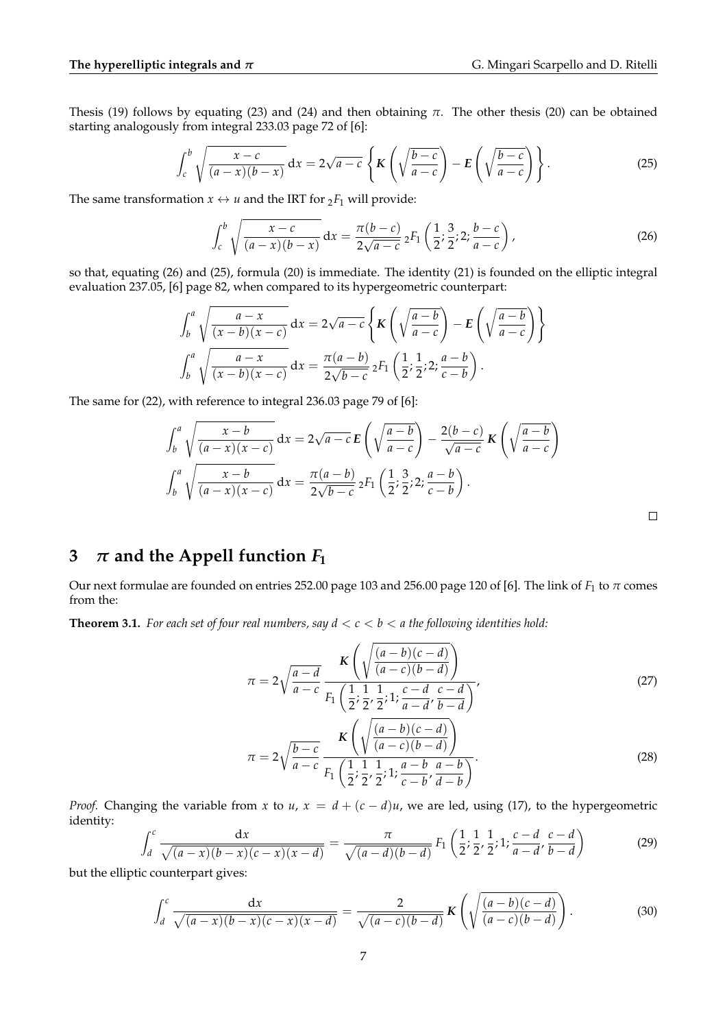Thesis (19) follows by equating (23) and (24) and then obtaining $\pi$. The other thesis (20) can be obtained starting analogously from integral 233.03 page 72 of [6]:

$$\int_c^b \sqrt{\frac{x-c}{(a-x)(b-x)}}\,\mathrm{d}x = 2\sqrt{a-c}\left\{ \boldsymbol{K}\left(\sqrt{\frac{b-c}{a-c}}\right) - \boldsymbol{E}\left(\sqrt{\frac{b-c}{a-c}}\right) \right\}. \tag{25}$$

The same transformation $x \leftrightarrow u$ and the IRT for ${}_2F_1$ will provide:

$$\int_c^b \sqrt{\frac{x-c}{(a-x)(b-x)}}\,\mathrm{d}x = \frac{\pi(b-c)}{2\sqrt{a-c}}\,{}_2F_1\left(\frac{1}{2};\frac{3}{2};2;\frac{b-c}{a-c}\right), \tag{26}$$

so that, equating (26) and (25), formula (20) is immediate. The identity (21) is founded on the elliptic integral evaluation 237.05, [6] page 82, when compared to its hypergeometric counterpart:

$$\int_b^a \sqrt{\frac{a-x}{(x-b)(x-c)}}\,\mathrm{d}x = 2\sqrt{a-c}\left\{ \boldsymbol{K}\left(\sqrt{\frac{a-b}{a-c}}\right) - \boldsymbol{E}\left(\sqrt{\frac{a-b}{a-c}}\right) \right\}$$

$$\int_b^a \sqrt{\frac{a-x}{(x-b)(x-c)}}\,\mathrm{d}x = \frac{\pi(a-b)}{2\sqrt{b-c}}\,{}_2F_1\left(\frac{1}{2};\frac{1}{2};2;\frac{a-b}{c-b}\right).$$

The same for (22), with reference to integral 236.03 page 79 of [6]:

$$\int_b^a \sqrt{\frac{x-b}{(a-x)(x-c)}}\,\mathrm{d}x = 2\sqrt{a-c}\,\boldsymbol{E}\left(\sqrt{\frac{a-b}{a-c}}\right) - \frac{2(b-c)}{\sqrt{a-c}}\,\boldsymbol{K}\left(\sqrt{\frac{a-b}{a-c}}\right)$$

$$\int_b^a \sqrt{\frac{x-b}{(a-x)(x-c)}}\,\mathrm{d}x = \frac{\pi(a-b)}{2\sqrt{b-c}}\,{}_2F_1\left(\frac{1}{2};\frac{3}{2};2;\frac{a-b}{c-b}\right).$$

□

## 3 $\pi$ and the Appell function $F_1$

Our next formulae are founded on entries 252.00 page 103 and 256.00 page 120 of [6]. The link of $F_1$ to $\pi$ comes from the:

**Theorem 3.1.** *For each set of four real numbers, say $d < c < b < a$ the following identities hold:*

$$\pi = 2\sqrt{\frac{a-d}{a-c}}\,\frac{\boldsymbol{K}\left(\sqrt{\dfrac{(a-b)(c-d)}{(a-c)(b-d)}}\right)}{F_1\left(\dfrac{1}{2};\dfrac{1}{2},\dfrac{1}{2};1;\dfrac{c-d}{a-d},\dfrac{c-d}{b-d}\right)}, \tag{27}$$

$$\pi = 2\sqrt{\frac{b-c}{a-c}}\,\frac{\boldsymbol{K}\left(\sqrt{\dfrac{(a-b)(c-d)}{(a-c)(b-d)}}\right)}{F_1\left(\dfrac{1}{2};\dfrac{1}{2},\dfrac{1}{2};1;\dfrac{a-b}{c-b},\dfrac{a-b}{d-b}\right)}. \tag{28}$$

*Proof.* Changing the variable from $x$ to $u$, $x = d + (c-d)u$, we are led, using (17), to the hypergeometric identity:

$$\int_d^c \frac{\mathrm{d}x}{\sqrt{(a-x)(b-x)(c-x)(x-d)}} = \frac{\pi}{\sqrt{(a-d)(b-d)}}\,F_1\left(\frac{1}{2};\frac{1}{2},\frac{1}{2};1;\frac{c-d}{a-d},\frac{c-d}{b-d}\right) \tag{29}$$

but the elliptic counterpart gives:

$$\int_d^c \frac{\mathrm{d}x}{\sqrt{(a-x)(b-x)(c-x)(x-d)}} = \frac{2}{\sqrt{(a-c)(b-d)}}\,\boldsymbol{K}\left(\sqrt{\frac{(a-b)(c-d)}{(a-c)(b-d)}}\right). \tag{30}$$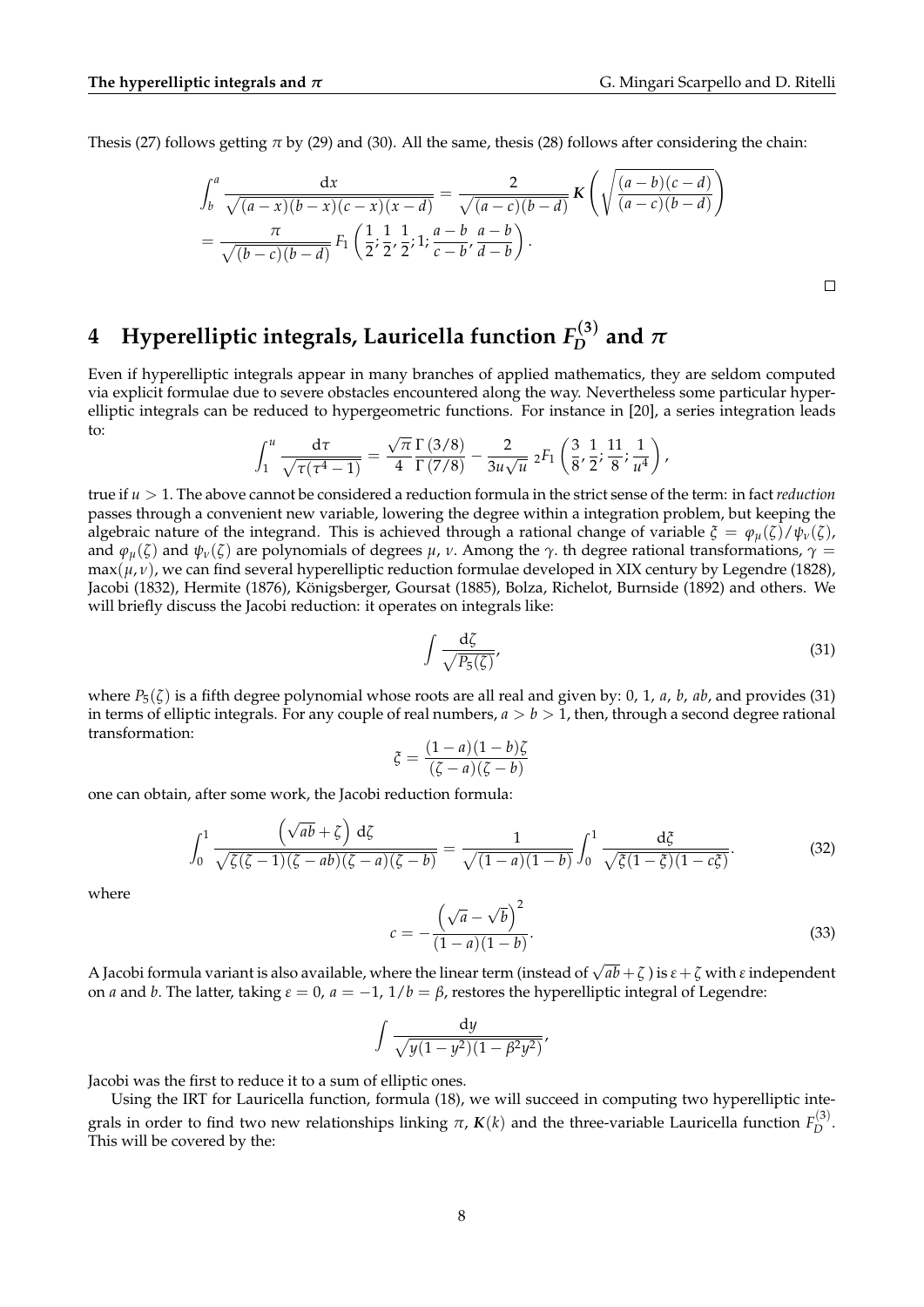Thesis (27) follows getting $\pi$ by (29) and (30). All the same, thesis (28) follows after considering the chain:

$$
\begin{aligned}
&\int_b^a \frac{\mathrm{d}x}{\sqrt{(a-x)(b-x)(c-x)(x-d)}} = \frac{2}{\sqrt{(a-c)(b-d)}}\, \boldsymbol{K}\left(\sqrt{\frac{(a-b)(c-d)}{(a-c)(b-d)}}\right) \\
&= \frac{\pi}{\sqrt{(b-c)(b-d)}}\, F_1\left(\frac{1}{2}; \frac{1}{2}, \frac{1}{2}; 1; \frac{a-b}{c-b}, \frac{a-b}{d-b}\right).
\end{aligned}
$$

□

## 4 Hyperelliptic integrals, Lauricella function $F_D^{(3)}$ and $\pi$

Even if hyperelliptic integrals appear in many branches of applied mathematics, they are seldom computed via explicit formulae due to severe obstacles encountered along the way. Nevertheless some particular hyperelliptic integrals can be reduced to hypergeometric functions. For instance in [20], a series integration leads to:

$$
\int_1^u \frac{\mathrm{d}\tau}{\sqrt{\tau(\tau^4-1)}} = \frac{\sqrt{\pi}}{4}\frac{\Gamma(3/8)}{\Gamma(7/8)} - \frac{2}{3u\sqrt{u}}\, {}_2F_1\left(\frac{3}{8}, \frac{1}{2}; \frac{11}{8}; \frac{1}{u^4}\right),
$$

true if $u > 1$. The above cannot be considered a reduction formula in the strict sense of the term: in fact *reduction* passes through a convenient new variable, lowering the degree within a integration problem, but keeping the algebraic nature of the integrand. This is achieved through a rational change of variable $\xi = \varphi_\mu(\zeta)/\psi_\nu(\zeta)$, and $\varphi_\mu(\zeta)$ and $\psi_\nu(\zeta)$ are polynomials of degrees $\mu$, $\nu$. Among the $\gamma$. th degree rational transformations, $\gamma = \max(\mu, \nu)$, we can find several hyperelliptic reduction formulae developed in XIX century by Legendre (1828), Jacobi (1832), Hermite (1876), Königsberger, Goursat (1885), Bolza, Richelot, Burnside (1892) and others. We will briefly discuss the Jacobi reduction: it operates on integrals like:

$$
\int \frac{\mathrm{d}\zeta}{\sqrt{P_5(\zeta)}}, \tag{31}
$$

where $P_5(\zeta)$ is a fifth degree polynomial whose roots are all real and given by: 0, 1, $a$, $b$, $ab$, and provides (31) in terms of elliptic integrals. For any couple of real numbers, $a > b > 1$, then, through a second degree rational transformation:

$$
\xi = \frac{(1-a)(1-b)\zeta}{(\zeta-a)(\zeta-b)}
$$

one can obtain, after some work, the Jacobi reduction formula:

$$
\int_0^1 \frac{\left(\sqrt{ab}+\zeta\right)\mathrm{d}\zeta}{\sqrt{\zeta(\zeta-1)(\zeta-ab)(\zeta-a)(\zeta-b)}} = \frac{1}{\sqrt{(1-a)(1-b)}}\int_0^1 \frac{\mathrm{d}\xi}{\sqrt{\xi(1-\xi)(1-c\xi)}}. \tag{32}
$$

where

$$
c = -\frac{\left(\sqrt{a}-\sqrt{b}\right)^2}{(1-a)(1-b)}. \tag{33}
$$

A Jacobi formula variant is also available, where the linear term (instead of $\sqrt{ab}+\zeta$ ) is $\varepsilon + \zeta$ with $\varepsilon$ independent on $a$ and $b$. The latter, taking $\varepsilon = 0$, $a = -1$, $1/b = \beta$, restores the hyperelliptic integral of Legendre:

$$
\int \frac{\mathrm{d}y}{\sqrt{y(1-y^2)(1-\beta^2y^2)}},
$$

Jacobi was the first to reduce it to a sum of elliptic ones.

Using the IRT for Lauricella function, formula (18), we will succeed in computing two hyperelliptic integrals in order to find two new relationships linking $\pi$, $\boldsymbol{K}(k)$ and the three-variable Lauricella function $F_D^{(3)}$. This will be covered by the: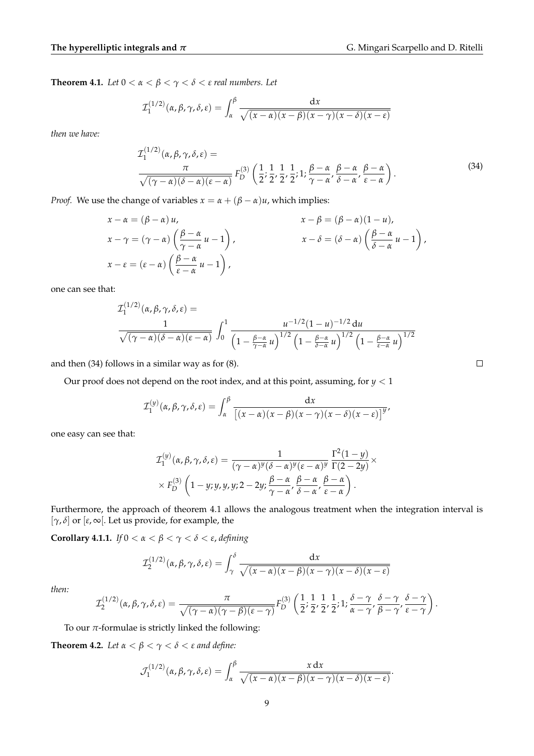**Theorem 4.1.** *Let $0 < \alpha < \beta < \gamma < \delta < \varepsilon$ real numbers. Let*

$$\mathcal{I}_1^{(1/2)}(\alpha,\beta,\gamma,\delta,\varepsilon) = \int_\alpha^\beta \frac{\mathrm{d}x}{\sqrt{(x-\alpha)(x-\beta)(x-\gamma)(x-\delta)(x-\varepsilon)}}$$

*then we have:*

$$\mathcal{I}_1^{(1/2)}(\alpha,\beta,\gamma,\delta,\varepsilon) = \frac{\pi}{\sqrt{(\gamma-\alpha)(\delta-\alpha)(\varepsilon-\alpha)}}\, F_D^{(3)}\left(\frac{1}{2};\frac{1}{2},\frac{1}{2},\frac{1}{2};1;\frac{\beta-\alpha}{\gamma-\alpha},\frac{\beta-\alpha}{\delta-\alpha},\frac{\beta-\alpha}{\varepsilon-\alpha}\right). \tag{34}$$

*Proof.* We use the change of variables $x = \alpha + (\beta-\alpha)u$, which implies:

$$x-\alpha = (\beta-\alpha)\,u, \qquad x-\beta = (\beta-\alpha)(1-u),$$
$$x-\gamma = (\gamma-\alpha)\left(\frac{\beta-\alpha}{\gamma-\alpha}\,u - 1\right), \qquad x-\delta = (\delta-\alpha)\left(\frac{\beta-\alpha}{\delta-\alpha}\,u-1\right),$$
$$x-\varepsilon = (\varepsilon-\alpha)\left(\frac{\beta-\alpha}{\varepsilon-\alpha}\,u-1\right),$$

one can see that:

$$\mathcal{I}_1^{(1/2)}(\alpha,\beta,\gamma,\delta,\varepsilon) = \frac{1}{\sqrt{(\gamma-\alpha)(\delta-\alpha)(\varepsilon-\alpha)}}\int_0^1 \frac{u^{-1/2}(1-u)^{-1/2}\,\mathrm{d}u}{\left(1-\frac{\beta-\alpha}{\gamma-\alpha}\,u\right)^{1/2}\left(1-\frac{\beta-\alpha}{\delta-\alpha}\,u\right)^{1/2}\left(1-\frac{\beta-\alpha}{\varepsilon-\alpha}\,u\right)^{1/2}}$$

and then (34) follows in a similar way as for (8). □

Our proof does not depend on the root index, and at this point, assuming, for $y < 1$

$$\mathcal{I}_1^{(y)}(\alpha,\beta,\gamma,\delta,\varepsilon) = \int_\alpha^\beta \frac{\mathrm{d}x}{\left[(x-\alpha)(x-\beta)(x-\gamma)(x-\delta)(x-\varepsilon)\right]^y},$$

one easy can see that:

$$\mathcal{I}_1^{(y)}(\alpha,\beta,\gamma,\delta,\varepsilon) = \frac{1}{(\gamma-\alpha)^y(\delta-\alpha)^y(\varepsilon-\alpha)^y}\,\frac{\Gamma^2(1-y)}{\Gamma(2-2y)}\times$$
$$\times\, F_D^{(3)}\left(1-y;y,y,y;2-2y;\frac{\beta-\alpha}{\gamma-\alpha},\frac{\beta-\alpha}{\delta-\alpha},\frac{\beta-\alpha}{\varepsilon-\alpha}\right).$$

Furthermore, the approach of theorem 4.1 allows the analogous treatment when the integration interval is $[\gamma,\delta]$ or $[\varepsilon,\infty[$. Let us provide, for example, the

**Corollary 4.1.1.** *If $0 < \alpha < \beta < \gamma < \delta < \varepsilon$, defining*

$$\mathcal{I}_2^{(1/2)}(\alpha,\beta,\gamma,\delta,\varepsilon) = \int_\gamma^\delta \frac{\mathrm{d}x}{\sqrt{(x-\alpha)(x-\beta)(x-\gamma)(x-\delta)(x-\varepsilon)}}$$

*then:*

$$\mathcal{I}_2^{(1/2)}(\alpha,\beta,\gamma,\delta,\varepsilon) = \frac{\pi}{\sqrt{(\gamma-\alpha)(\gamma-\beta)(\varepsilon-\gamma)}}F_D^{(3)}\left(\frac{1}{2};\frac{1}{2},\frac{1}{2},\frac{1}{2};1;\frac{\delta-\gamma}{\alpha-\gamma},\frac{\delta-\gamma}{\beta-\gamma},\frac{\delta-\gamma}{\varepsilon-\gamma}\right).$$

To our $\pi$-formulae is strictly linked the following:

**Theorem 4.2.** *Let $\alpha < \beta < \gamma < \delta < \varepsilon$ and define:*

$$\mathcal{J}_1^{(1/2)}(\alpha,\beta,\gamma,\delta,\varepsilon) = \int_\alpha^\beta \frac{x\,\mathrm{d}x}{\sqrt{(x-\alpha)(x-\beta)(x-\gamma)(x-\delta)(x-\varepsilon)}}.$$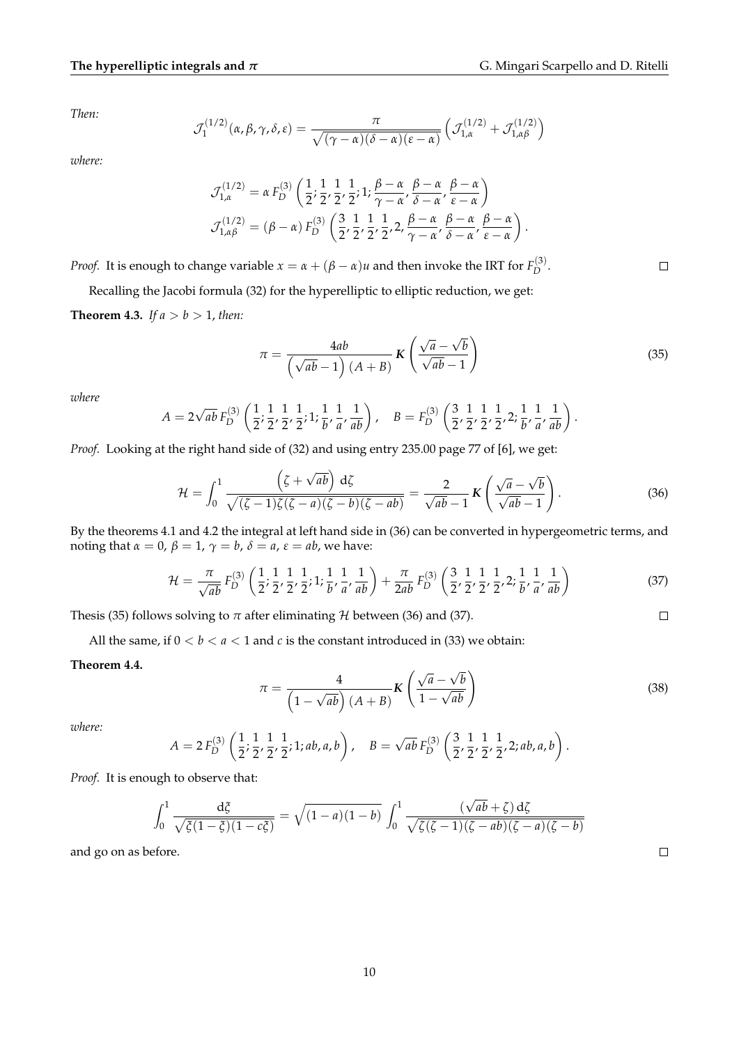*Then:*

$$\mathcal{J}_1^{(1/2)}(\alpha,\beta,\gamma,\delta,\varepsilon) = \frac{\pi}{\sqrt{(\gamma-\alpha)(\delta-\alpha)(\varepsilon-\alpha)}}\left(\mathcal{J}_{1,\alpha}^{(1/2)} + \mathcal{J}_{1,\alpha\beta}^{(1/2)}\right)$$

*where:*

$$\mathcal{J}_{1,\alpha}^{(1/2)} = \alpha\, F_D^{(3)}\left(\frac{1}{2};\frac{1}{2},\frac{1}{2},\frac{1}{2};1;\frac{\beta-\alpha}{\gamma-\alpha},\frac{\beta-\alpha}{\delta-\alpha},\frac{\beta-\alpha}{\varepsilon-\alpha}\right)$$
$$\mathcal{J}_{1,\alpha\beta}^{(1/2)} = (\beta-\alpha)\, F_D^{(3)}\left(\frac{3}{2},\frac{1}{2},\frac{1}{2},\frac{1}{2},2,\frac{\beta-\alpha}{\gamma-\alpha},\frac{\beta-\alpha}{\delta-\alpha},\frac{\beta-\alpha}{\varepsilon-\alpha}\right).$$

*Proof.* It is enough to change variable $x = \alpha + (\beta-\alpha)u$ and then invoke the IRT for $F_D^{(3)}$. □

Recalling the Jacobi formula (32) for the hyperelliptic to elliptic reduction, we get:

**Theorem 4.3.** *If $a > b > 1$, then:*

$$\pi = \frac{4ab}{\left(\sqrt{ab}-1\right)(A+B)}\,\boldsymbol{K}\left(\frac{\sqrt{a}-\sqrt{b}}{\sqrt{ab}-1}\right) \tag{35}$$

*where*

$$A = 2\sqrt{ab}\,F_D^{(3)}\left(\frac{1}{2};\frac{1}{2},\frac{1}{2},\frac{1}{2};1;\frac{1}{b},\frac{1}{a},\frac{1}{ab}\right),\quad B = F_D^{(3)}\left(\frac{3}{2},\frac{1}{2},\frac{1}{2},\frac{1}{2},2;\frac{1}{b},\frac{1}{a},\frac{1}{ab}\right).$$

*Proof.* Looking at the right hand side of (32) and using entry 235.00 page 77 of [6], we get:

$$\mathcal{H} = \int_0^1 \frac{\left(\zeta+\sqrt{ab}\right)\,\mathrm{d}\zeta}{\sqrt{(\zeta-1)\zeta(\zeta-a)(\zeta-b)(\zeta-ab)}} = \frac{2}{\sqrt{ab}-1}\,\boldsymbol{K}\left(\frac{\sqrt{a}-\sqrt{b}}{\sqrt{ab}-1}\right). \tag{36}$$

By the theorems 4.1 and 4.2 the integral at left hand side in (36) can be converted in hypergeometric terms, and noting that $\alpha = 0$, $\beta = 1$, $\gamma = b$, $\delta = a$, $\varepsilon = ab$, we have:

$$\mathcal{H} = \frac{\pi}{\sqrt{ab}}\,F_D^{(3)}\left(\frac{1}{2};\frac{1}{2},\frac{1}{2},\frac{1}{2};1;\frac{1}{b},\frac{1}{a},\frac{1}{ab}\right) + \frac{\pi}{2ab}\,F_D^{(3)}\left(\frac{3}{2},\frac{1}{2},\frac{1}{2},\frac{1}{2},2;\frac{1}{b},\frac{1}{a},\frac{1}{ab}\right) \tag{37}$$

Thesis (35) follows solving to $\pi$ after eliminating $\mathcal{H}$ between (36) and (37). □

All the same, if $0 < b < a < 1$ and $c$ is the constant introduced in (33) we obtain:

**Theorem 4.4.**

$$\pi = \frac{4}{\left(1-\sqrt{ab}\right)(A+B)}\boldsymbol{K}\left(\frac{\sqrt{a}-\sqrt{b}}{1-\sqrt{ab}}\right) \tag{38}$$

*where:*

$$A = 2\,F_D^{(3)}\left(\frac{1}{2};\frac{1}{2},\frac{1}{2},\frac{1}{2};1;ab,a,b\right),\quad B = \sqrt{ab}\,F_D^{(3)}\left(\frac{3}{2},\frac{1}{2},\frac{1}{2},\frac{1}{2},2;ab,a,b\right).$$

*Proof.* It is enough to observe that:

$$\int_0^1 \frac{\mathrm{d}\xi}{\sqrt{\xi(1-\xi)(1-c\xi)}} = \sqrt{(1-a)(1-b)}\,\int_0^1 \frac{(\sqrt{ab}+\zeta)\,\mathrm{d}\zeta}{\sqrt{\zeta(\zeta-1)(\zeta-ab)(\zeta-a)(\zeta-b)}}$$

and go on as before. □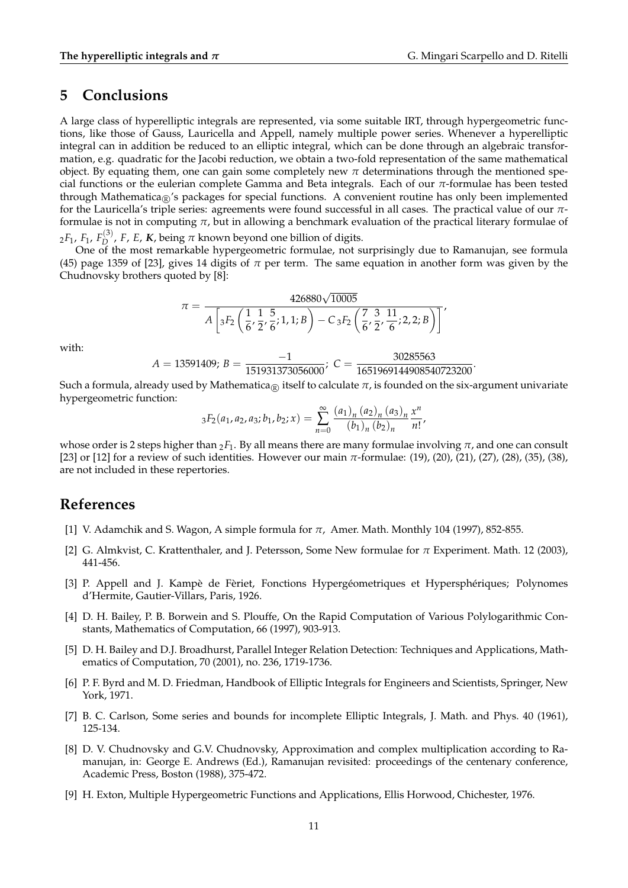## 5 Conclusions

A large class of hyperelliptic integrals are represented, via some suitable IRT, through hypergeometric functions, like those of Gauss, Lauricella and Appell, namely multiple power series. Whenever a hyperelliptic integral can in addition be reduced to an elliptic integral, which can be done through an algebraic transformation, e.g. quadratic for the Jacobi reduction, we obtain a two-fold representation of the same mathematical object. By equating them, one can gain some completely new $\pi$ determinations through the mentioned special functions or the eulerian complete Gamma and Beta integrals. Each of our $\pi$-formulae has been tested through Mathematica®'s packages for special functions. A convenient routine has only been implemented for the Lauricella's triple series: agreements were found successful in all cases. The practical value of our $\pi$-formulae is not in computing $\pi$, but in allowing a benchmark evaluation of the practical literary formulae of ${}_2F_1$, $F_1$, $F_D^{(3)}$, $F$, $E$, $\boldsymbol{K}$, being $\pi$ known beyond one billion of digits.

One of the most remarkable hypergeometric formulae, not surprisingly due to Ramanujan, see formula (45) page 1359 of [23], gives 14 digits of $\pi$ per term. The same equation in another form was given by the Chudnovsky brothers quoted by [8]:

$$\pi = \frac{426880\sqrt{10005}}{A\left[{}_3F_2\left(\frac{1}{6},\frac{1}{2},\frac{5}{6};1,1;B\right) - C\,{}_3F_2\left(\frac{7}{6},\frac{3}{2},\frac{11}{6};2,2;B\right)\right]},$$

with:

$$A = 13591409;\; B = \frac{-1}{151931373056000};\; C = \frac{30285563}{1651969144908540723200}.$$

Such a formula, already used by Mathematica® itself to calculate $\pi$, is founded on the six-argument univariate hypergeometric function:

$${}_3F_2(a_1,a_2,a_3;b_1,b_2;x) = \sum_{n=0}^{\infty} \frac{(a_1)_n\,(a_2)_n\,(a_3)_n}{(b_1)_n\,(b_2)_n}\frac{x^n}{n!},$$

whose order is 2 steps higher than ${}_2F_1$. By all means there are many formulae involving $\pi$, and one can consult [23] or [12] for a review of such identities. However our main $\pi$-formulae: (19), (20), (21), (27), (28), (35), (38), are not included in these repertories.

## References

[1] V. Adamchik and S. Wagon, A simple formula for $\pi$, Amer. Math. Monthly 104 (1997), 852-855.

[2] G. Almkvist, C. Krattenthaler, and J. Petersson, Some New formulae for $\pi$ Experiment. Math. 12 (2003), 441-456.

[3] P. Appell and J. Kampè de Fèriet, Fonctions Hypergéometriques et Hypersphériques; Polynomes d'Hermite, Gautier-Villars, Paris, 1926.

[4] D. H. Bailey, P. B. Borwein and S. Plouffe, On the Rapid Computation of Various Polylogarithmic Constants, Mathematics of Computation, 66 (1997), 903-913.

[5] D. H. Bailey and D.J. Broadhurst, Parallel Integer Relation Detection: Techniques and Applications, Mathematics of Computation, 70 (2001), no. 236, 1719-1736.

[6] P. F. Byrd and M. D. Friedman, Handbook of Elliptic Integrals for Engineers and Scientists, Springer, New York, 1971.

[7] B. C. Carlson, Some series and bounds for incomplete Elliptic Integrals, J. Math. and Phys. 40 (1961), 125-134.

[8] D. V. Chudnovsky and G.V. Chudnovsky, Approximation and complex multiplication according to Ramanujan, in: George E. Andrews (Ed.), Ramanujan revisited: proceedings of the centenary conference, Academic Press, Boston (1988), 375-472.

[9] H. Exton, Multiple Hypergeometric Functions and Applications, Ellis Horwood, Chichester, 1976.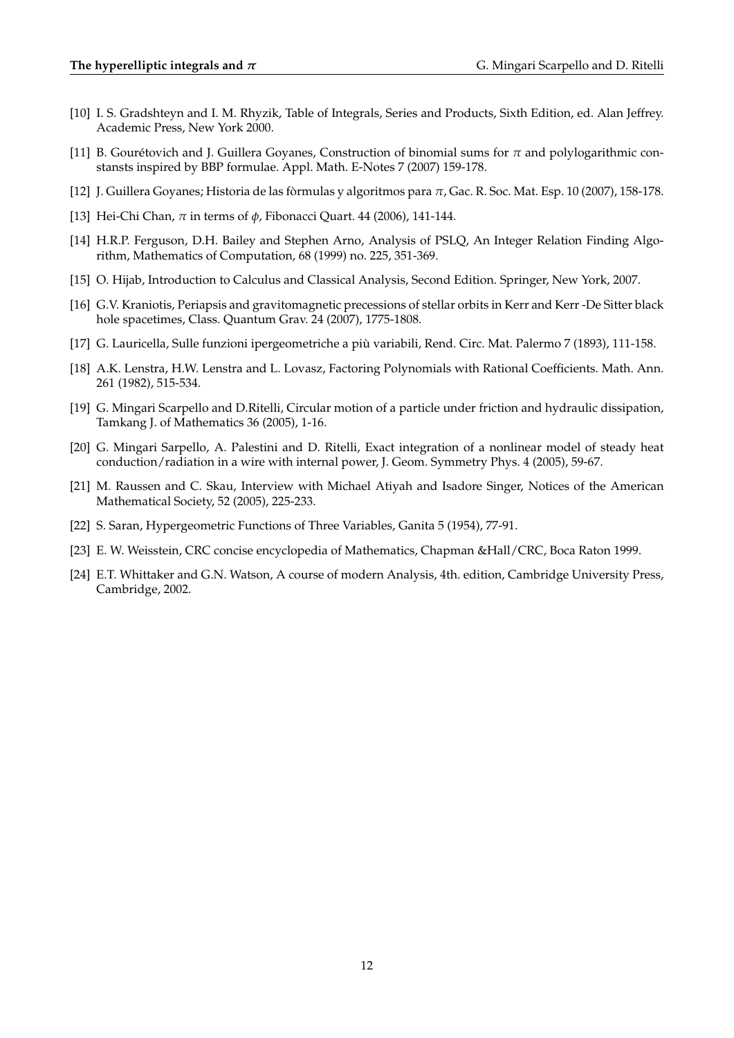[10] I. S. Gradshteyn and I. M. Rhyzik, Table of Integrals, Series and Products, Sixth Edition, ed. Alan Jeffrey. Academic Press, New York 2000.

[11] B. Gourétovich and J. Guillera Goyanes, Construction of binomial sums for $\pi$ and polylogarithmic constansts inspired by BBP formulae. Appl. Math. E-Notes 7 (2007) 159-178.

[12] J. Guillera Goyanes; Historia de las fòrmulas y algoritmos para $\pi$, Gac. R. Soc. Mat. Esp. 10 (2007), 158-178.

[13] Hei-Chi Chan, $\pi$ in terms of $\phi$, Fibonacci Quart. 44 (2006), 141-144.

[14] H.R.P. Ferguson, D.H. Bailey and Stephen Arno, Analysis of PSLQ, An Integer Relation Finding Algorithm, Mathematics of Computation, 68 (1999) no. 225, 351-369.

[15] O. Hijab, Introduction to Calculus and Classical Analysis, Second Edition. Springer, New York, 2007.

[16] G.V. Kraniotis, Periapsis and gravitomagnetic precessions of stellar orbits in Kerr and Kerr -De Sitter black hole spacetimes, Class. Quantum Grav. 24 (2007), 1775-1808.

[17] G. Lauricella, Sulle funzioni ipergeometriche a più variabili, Rend. Circ. Mat. Palermo 7 (1893), 111-158.

[18] A.K. Lenstra, H.W. Lenstra and L. Lovasz, Factoring Polynomials with Rational Coefficients. Math. Ann. 261 (1982), 515-534.

[19] G. Mingari Scarpello and D.Ritelli, Circular motion of a particle under friction and hydraulic dissipation, Tamkang J. of Mathematics 36 (2005), 1-16.

[20] G. Mingari Sarpello, A. Palestini and D. Ritelli, Exact integration of a nonlinear model of steady heat conduction/radiation in a wire with internal power, J. Geom. Symmetry Phys. 4 (2005), 59-67.

[21] M. Raussen and C. Skau, Interview with Michael Atiyah and Isadore Singer, Notices of the American Mathematical Society, 52 (2005), 225-233.

[22] S. Saran, Hypergeometric Functions of Three Variables, Ganita 5 (1954), 77-91.

[23] E. W. Weisstein, CRC concise encyclopedia of Mathematics, Chapman &Hall/CRC, Boca Raton 1999.

[24] E.T. Whittaker and G.N. Watson, A course of modern Analysis, 4th. edition, Cambridge University Press, Cambridge, 2002.